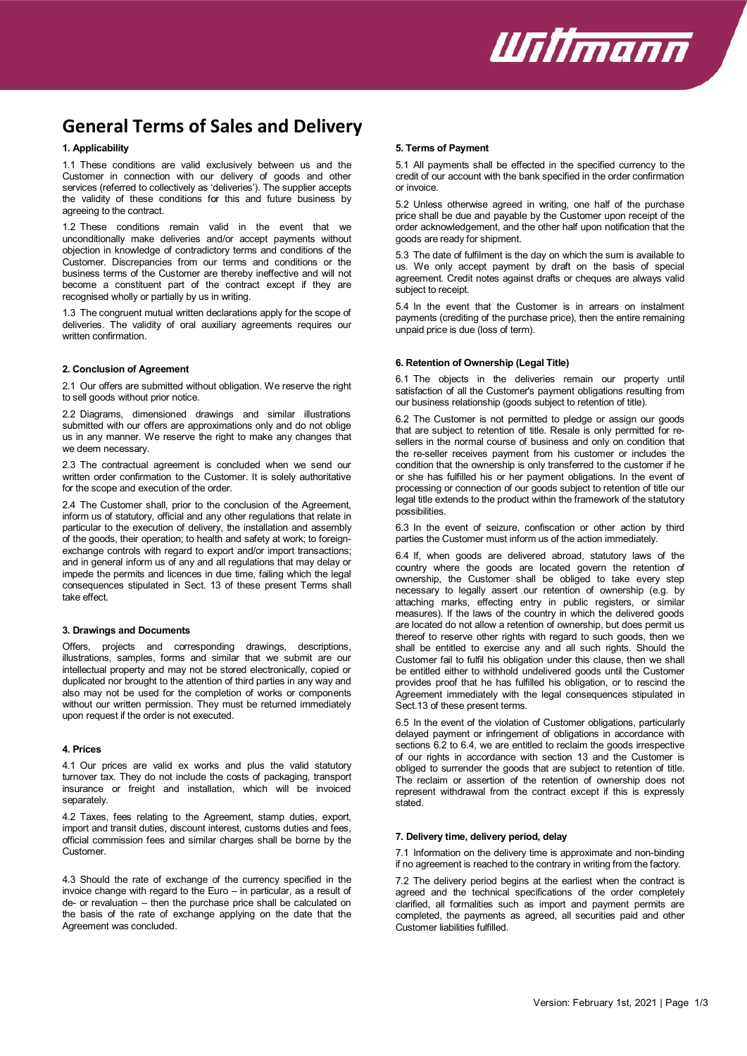# General Terms of Sales and Delivery

### 1. Applicability

1.1 These conditions are valid exclusively between us and the Customer in connection with our delivery of goods and other services (referred to collectively as 'deliveries'). The supplier accepts the validity of these conditions for this and future business by agreeing to the contract.

1.2 These conditions remain valid in the event that we unconditionally make deliveries and/or accept payments without objection in knowledge of contradictory terms and conditions of the Customer. Discrepancies from our terms and conditions or the business terms of the Customer are thereby ineffective and will not become a constituent part of the contract except if they are recognised wholly or partially by us in writing.

1.3 The congruent mutual written declarations apply for the scope of deliveries. The validity of oral auxiliary agreements requires our written confirmation.

### 2. Conclusion of Agreement

2.1 Our offers are submitted without obligation. We reserve the right to sell goods without prior notice.

2.2 Diagrams, dimensioned drawings and similar illustrations submitted with our offers are approximations only and do not oblige us in any manner. We reserve the right to make any changes that we deem necessary.

2.3 The contractual agreement is concluded when we send our written order confirmation to the Customer. It is solely authoritative for the scope and execution of the order.

2.4 The Customer shall, prior to the conclusion of the Agreement, inform us of statutory, official and any other regulations that relate in particular to the execution of delivery, the installation and assembly of the goods, their operation; to health and safety at work; to foreign-exchange controls with regard to export and/or import transactions; and in general inform us of any and all regulations that may delay or impede the permits and licences in due time, failing which the legal consequences stipulated in Sect. 13 of these present Terms shall take effect.

### 3. Drawings and Documents

Offers, projects and corresponding drawings, descriptions, illustrations, samples, forms and similar that we submit are our intellectual property and may not be stored electronically, copied or duplicated nor brought to the attention of third parties in any way and also may not be used for the completion of works or components without our written permission. They must be returned immediately upon request if the order is not executed.

### 4. Prices

4.1 Our prices are valid ex works and plus the valid statutory turnover tax. They do not include the costs of packaging, transport insurance or freight and installation, which will be invoiced separately.

4.2 Taxes, fees relating to the Agreement, stamp duties, export, import and transit duties, discount interest, customs duties and fees, official commission fees and similar charges shall be borne by the Customer.

4.3 Should the rate of exchange of the currency specified in the invoice change with regard to the Euro – in particular, as a result of de- or revaluation – then the purchase price shall be calculated on the basis of the rate of exchange applying on the date that the Agreement was concluded.

### 5. Terms of Payment

5.1 All payments shall be effected in the specified currency to the credit of our account with the bank specified in the order confirmation or invoice.

5.2 Unless otherwise agreed in writing, one half of the purchase price shall be due and payable by the Customer upon receipt of the order acknowledgement, and the other half upon notification that the goods are ready for shipment.

5.3 The date of fulfilment is the day on which the sum is available to us. We only accept payment by draft on the basis of special agreement. Credit notes against drafts or cheques are always valid subject to receipt.

5.4 In the event that the Customer is in arrears on instalment payments (crediting of the purchase price), then the entire remaining unpaid price is due (loss of term).

### 6. Retention of Ownership (Legal Title)

6.1 The objects in the deliveries remain our property until satisfaction of all the Customer's payment obligations resulting from our business relationship (goods subject to retention of title).

6.2 The Customer is not permitted to pledge or assign our goods that are subject to retention of title. Resale is only permitted for re-sellers in the normal course of business and only on condition that the re-seller receives payment from his customer or includes the condition that the ownership is only transferred to the customer if he or she has fulfilled his or her payment obligations. In the event of processing or connection of our goods subject to retention of title our legal title extends to the product within the framework of the statutory possibilities.

6.3 In the event of seizure, confiscation or other action by third parties the Customer must inform us of the action immediately.

6.4 If, when goods are delivered abroad, statutory laws of the country where the goods are located govern the retention of ownership, the Customer shall be obliged to take every step necessary to legally assert our retention of ownership (e.g. by attaching marks, effecting entry in public registers, or similar measures). If the laws of the country in which the delivered goods are located do not allow a retention of ownership, but does permit us thereof to reserve other rights with regard to such goods, then we shall be entitled to exercise any and all such rights. Should the Customer fail to fulfil his obligation under this clause, then we shall be entitled either to withhold undelivered goods until the Customer provides proof that he has fulfilled his obligation, or to rescind the Agreement immediately with the legal consequences stipulated in Sect.13 of these present terms.

6.5 In the event of the violation of Customer obligations, particularly delayed payment or infringement of obligations in accordance with sections 6.2 to 6.4, we are entitled to reclaim the goods irrespective of our rights in accordance with section 13 and the Customer is obliged to surrender the goods that are subject to retention of title. The reclaim or assertion of the retention of ownership does not represent withdrawal from the contract except if this is expressly stated.

### 7. Delivery time, delivery period, delay

7.1 Information on the delivery time is approximate and non-binding if no agreement is reached to the contrary in writing from the factory.

7.2 The delivery period begins at the earliest when the contract is agreed and the technical specifications of the order completely clarified, all formalities such as import and payment permits are completed, the payments as agreed, all securities paid and other Customer liabilities fulfilled.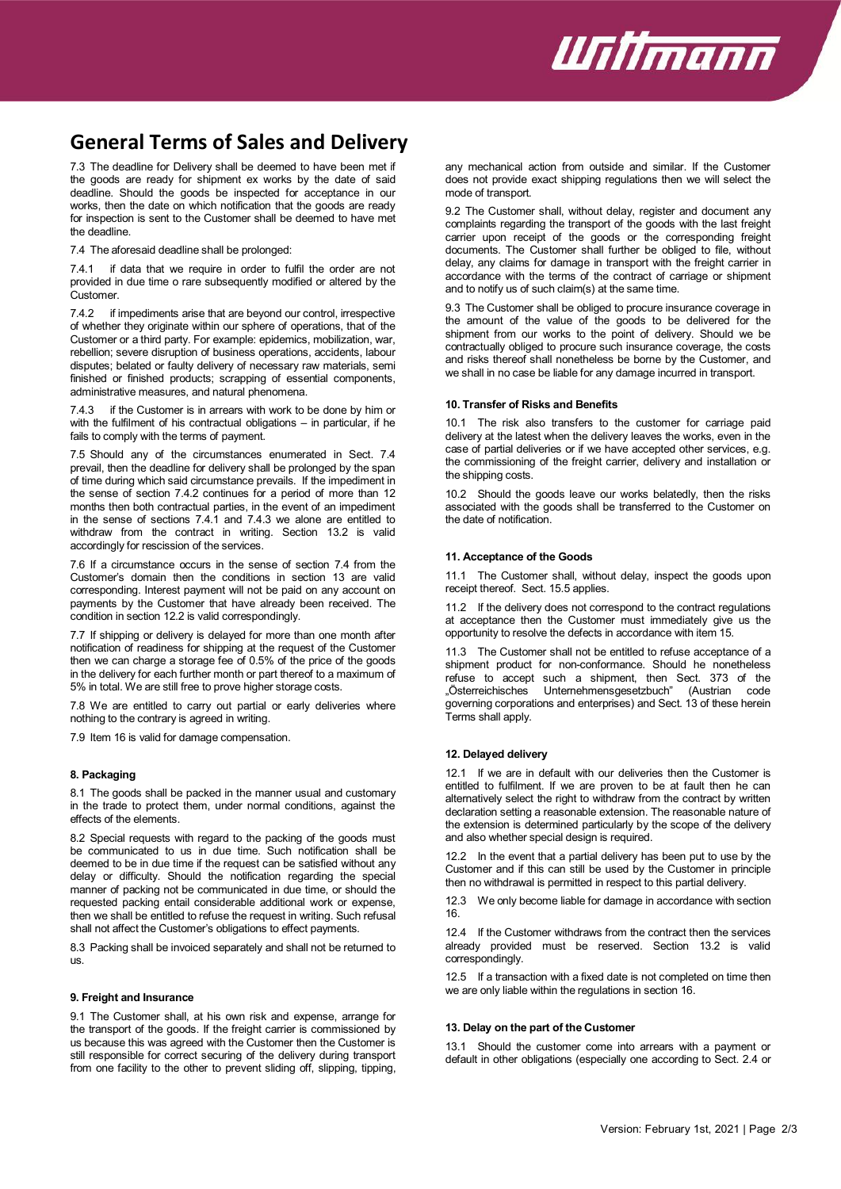# General Terms of Sales and Delivery

7.3 The deadline for Delivery shall be deemed to have been met if the goods are ready for shipment ex works by the date of said deadline. Should the goods be inspected for acceptance in our works, then the date on which notification that the goods are ready for inspection is sent to the Customer shall be deemed to have met the deadline.

7.4 The aforesaid deadline shall be prolonged:

7.4.1 if data that we require in order to fulfil the order are not provided in due time o rare subsequently modified or altered by the Customer.

7.4.2 if impediments arise that are beyond our control, irrespective of whether they originate within our sphere of operations, that of the Customer or a third party. For example: epidemics, mobilization, war, rebellion; severe disruption of business operations, accidents, labour disputes; belated or faulty delivery of necessary raw materials, semi finished or finished products; scrapping of essential components, administrative measures, and natural phenomena.

7.4.3 if the Customer is in arrears with work to be done by him or with the fulfilment of his contractual obligations – in particular, if he fails to comply with the terms of payment.

7.5 Should any of the circumstances enumerated in Sect. 7.4 prevail, then the deadline for delivery shall be prolonged by the span of time during which said circumstance prevails. If the impediment in the sense of section 7.4.2 continues for a period of more than 12 months then both contractual parties, in the event of an impediment in the sense of sections 7.4.1 and 7.4.3 we alone are entitled to withdraw from the contract in writing. Section 13.2 is valid accordingly for rescission of the services.

7.6 If a circumstance occurs in the sense of section 7.4 from the Customer's domain then the conditions in section 13 are valid corresponding. Interest payment will not be paid on any account on payments by the Customer that have already been received. The condition in section 12.2 is valid correspondingly.

7.7 If shipping or delivery is delayed for more than one month after notification of readiness for shipping at the request of the Customer then we can charge a storage fee of 0.5% of the price of the goods in the delivery for each further month or part thereof to a maximum of 5% in total. We are still free to prove higher storage costs.

7.8 We are entitled to carry out partial or early deliveries where nothing to the contrary is agreed in writing.

7.9 Item 16 is valid for damage compensation.

**8. Packaging**

8.1 The goods shall be packed in the manner usual and customary in the trade to protect them, under normal conditions, against the effects of the elements.

8.2 Special requests with regard to the packing of the goods must be communicated to us in due time. Such notification shall be deemed to be in due time if the request can be satisfied without any delay or difficulty. Should the notification regarding the special manner of packing not be communicated in due time, or should the requested packing entail considerable additional work or expense, then we shall be entitled to refuse the request in writing. Such refusal shall not affect the Customer's obligations to effect payments.

8.3 Packing shall be invoiced separately and shall not be returned to us.

**9. Freight and Insurance**

9.1 The Customer shall, at his own risk and expense, arrange for the transport of the goods. If the freight carrier is commissioned by us because this was agreed with the Customer then the Customer is still responsible for correct securing of the delivery during transport from one facility to the other to prevent sliding off, slipping, tipping, any mechanical action from outside and similar. If the Customer does not provide exact shipping regulations then we will select the mode of transport.

9.2 The Customer shall, without delay, register and document any complaints regarding the transport of the goods with the last freight carrier upon receipt of the goods or the corresponding freight documents. The Customer shall further be obliged to file, without delay, any claims for damage in transport with the freight carrier in accordance with the terms of the contract of carriage or shipment and to notify us of such claim(s) at the same time.

9.3 The Customer shall be obliged to procure insurance coverage in the amount of the value of the goods to be delivered for the shipment from our works to the point of delivery. Should we be contractually obliged to procure such insurance coverage, the costs and risks thereof shall nonetheless be borne by the Customer, and we shall in no case be liable for any damage incurred in transport.

**10. Transfer of Risks and Benefits**

10.1 The risk also transfers to the customer for carriage paid delivery at the latest when the delivery leaves the works, even in the case of partial deliveries or if we have accepted other services, e.g. the commissioning of the freight carrier, delivery and installation or the shipping costs.

10.2 Should the goods leave our works belatedly, then the risks associated with the goods shall be transferred to the Customer on the date of notification.

**11. Acceptance of the Goods**

11.1 The Customer shall, without delay, inspect the goods upon receipt thereof. Sect. 15.5 applies.

11.2 If the delivery does not correspond to the contract regulations at acceptance then the Customer must immediately give us the opportunity to resolve the defects in accordance with item 15.

11.3 The Customer shall not be entitled to refuse acceptance of a shipment product for non-conformance. Should he nonetheless refuse to accept such a shipment, then Sect. 373 of the „Österreichisches Unternehmensgesetzbuch" (Austrian code governing corporations and enterprises) and Sect. 13 of these herein Terms shall apply.

**12. Delayed delivery**

12.1 If we are in default with our deliveries then the Customer is entitled to fulfilment. If we are proven to be at fault then he can alternatively select the right to withdraw from the contract by written declaration setting a reasonable extension. The reasonable nature of the extension is determined particularly by the scope of the delivery and also whether special design is required.

12.2 In the event that a partial delivery has been put to use by the Customer and if this can still be used by the Customer in principle then no withdrawal is permitted in respect to this partial delivery.

12.3 We only become liable for damage in accordance with section 16.

12.4 If the Customer withdraws from the contract then the services already provided must be reserved. Section 13.2 is valid correspondingly.

12.5 If a transaction with a fixed date is not completed on time then we are only liable within the regulations in section 16.

**13. Delay on the part of the Customer**

13.1 Should the customer come into arrears with a payment or default in other obligations (especially one according to Sect. 2.4 or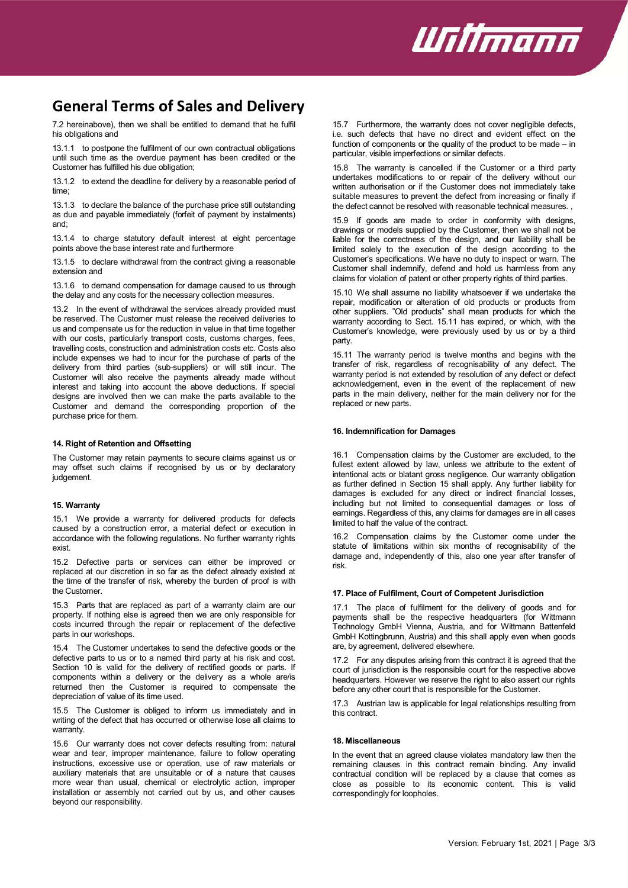# General Terms of Sales and Delivery

7.2 hereinabove), then we shall be entitled to demand that he fulfil his obligations and

13.1.1 to postpone the fulfilment of our own contractual obligations until such time as the overdue payment has been credited or the Customer has fulfilled his due obligation;

13.1.2 to extend the deadline for delivery by a reasonable period of time;

13.1.3 to declare the balance of the purchase price still outstanding as due and payable immediately (forfeit of payment by instalments) and;

13.1.4 to charge statutory default interest at eight percentage points above the base interest rate and furthermore

13.1.5 to declare withdrawal from the contract giving a reasonable extension and

13.1.6 to demand compensation for damage caused to us through the delay and any costs for the necessary collection measures.

13.2 In the event of withdrawal the services already provided must be reserved. The Customer must release the received deliveries to us and compensate us for the reduction in value in that time together with our costs, particularly transport costs, customs charges, fees, travelling costs, construction and administration costs etc. Costs also include expenses we had to incur for the purchase of parts of the delivery from third parties (sub-suppliers) or will still incur. The Customer will also receive the payments already made without interest and taking into account the above deductions. If special designs are involved then we can make the parts available to the Customer and demand the corresponding proportion of the purchase price for them.

### 14. Right of Retention and Offsetting

The Customer may retain payments to secure claims against us or may offset such claims if recognised by us or by declaratory judgement.

### 15. Warranty

15.1 We provide a warranty for delivered products for defects caused by a construction error, a material defect or execution in accordance with the following regulations. No further warranty rights exist.

15.2 Defective parts or services can either be improved or replaced at our discretion in so far as the defect already existed at the time of the transfer of risk, whereby the burden of proof is with the Customer.

15.3 Parts that are replaced as part of a warranty claim are our property. If nothing else is agreed then we are only responsible for costs incurred through the repair or replacement of the defective parts in our workshops.

15.4 The Customer undertakes to send the defective goods or the defective parts to us or to a named third party at his risk and cost. Section 10 is valid for the delivery of rectified goods or parts. If components within a delivery or the delivery as a whole are/is returned then the Customer is required to compensate the depreciation of value of its time used.

15.5 The Customer is obliged to inform us immediately and in writing of the defect that has occurred or otherwise lose all claims to warranty.

15.6 Our warranty does not cover defects resulting from: natural wear and tear, improper maintenance, failure to follow operating instructions, excessive use or operation, use of raw materials or auxiliary materials that are unsuitable or of a nature that causes more wear than usual, chemical or electrolytic action, improper installation or assembly not carried out by us, and other causes beyond our responsibility.

15.7 Furthermore, the warranty does not cover negligible defects, i.e. such defects that have no direct and evident effect on the function of components or the quality of the product to be made – in particular, visible imperfections or similar defects.

15.8 The warranty is cancelled if the Customer or a third party undertakes modifications to or repair of the delivery without our written authorisation or if the Customer does not immediately take suitable measures to prevent the defect from increasing or finally if the defect cannot be resolved with reasonable technical measures. ,

15.9 If goods are made to order in conformity with designs, drawings or models supplied by the Customer, then we shall not be liable for the correctness of the design, and our liability shall be limited solely to the execution of the design according to the Customer's specifications. We have no duty to inspect or warn. The Customer shall indemnify, defend and hold us harmless from any claims for violation of patent or other property rights of third parties.

15.10 We shall assume no liability whatsoever if we undertake the repair, modification or alteration of old products or products from other suppliers. "Old products" shall mean products for which the warranty according to Sect. 15.11 has expired, or which, with the Customer's knowledge, were previously used by us or by a third party.

15.11 The warranty period is twelve months and begins with the transfer of risk, regardless of recognisability of any defect. The warranty period is not extended by resolution of any defect or defect acknowledgement, even in the event of the replacement of new parts in the main delivery, neither for the main delivery nor for the replaced or new parts.

### 16. Indemnification for Damages

16.1 Compensation claims by the Customer are excluded, to the fullest extent allowed by law, unless we attribute to the extent of intentional acts or blatant gross negligence. Our warranty obligation as further defined in Section 15 shall apply. Any further liability for damages is excluded for any direct or indirect financial losses, including but not limited to consequential damages or loss of earnings. Regardless of this, any claims for damages are in all cases limited to half the value of the contract.

16.2 Compensation claims by the Customer come under the statute of limitations within six months of recognisability of the damage and, independently of this, also one year after transfer of risk.

### 17. Place of Fulfilment, Court of Competent Jurisdiction

17.1 The place of fulfilment for the delivery of goods and for payments shall be the respective headquarters (for Wittmann Technology GmbH Vienna, Austria, and for Wittmann Battenfeld GmbH Kottingbrunn, Austria) and this shall apply even when goods are, by agreement, delivered elsewhere.

17.2 For any disputes arising from this contract it is agreed that the court of jurisdiction is the responsible court for the respective above headquarters. However we reserve the right to also assert our rights before any other court that is responsible for the Customer.

17.3 Austrian law is applicable for legal relationships resulting from this contract.

### 18. Miscellaneous

In the event that an agreed clause violates mandatory law then the remaining clauses in this contract remain binding. Any invalid contractual condition will be replaced by a clause that comes as close as possible to its economic content. This is valid correspondingly for loopholes.